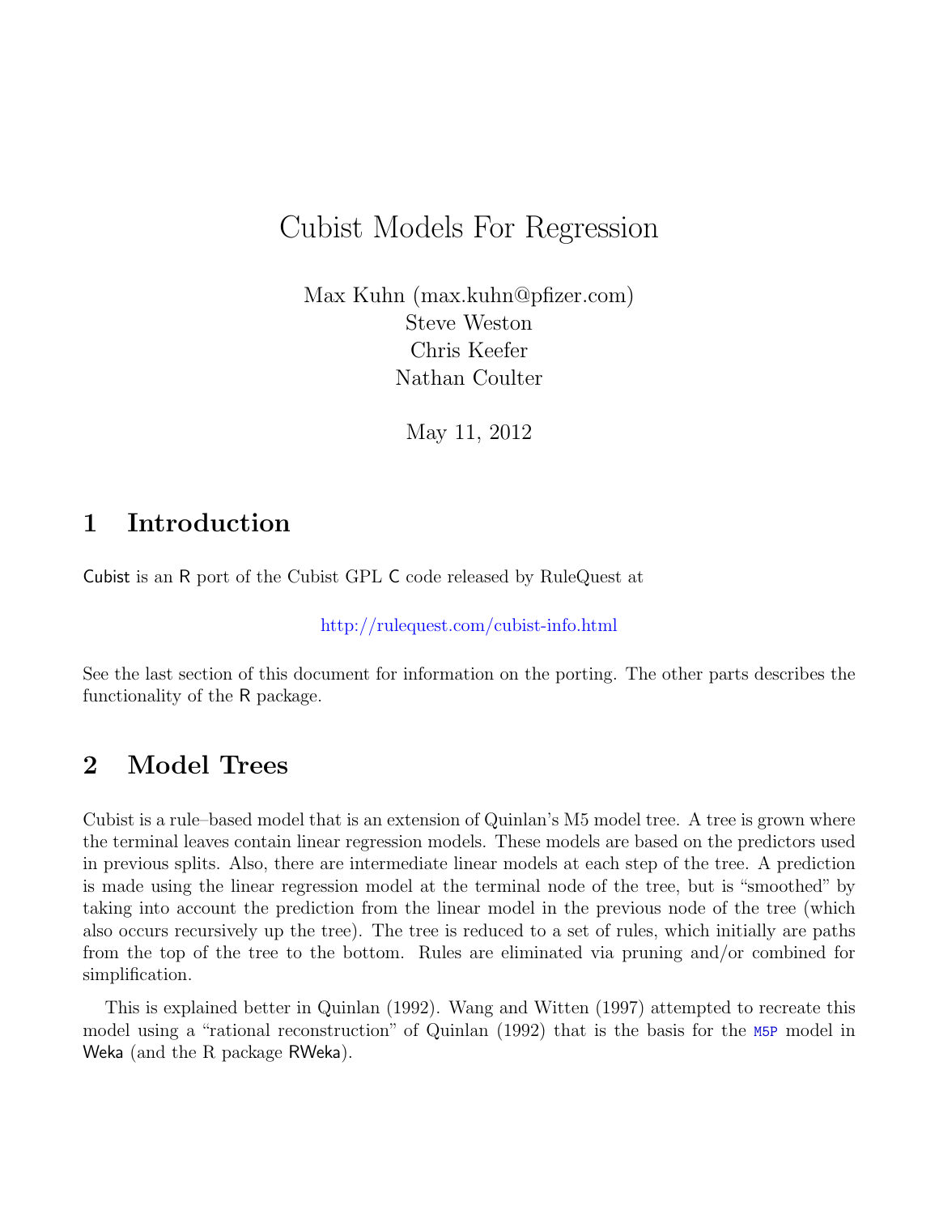# Cubist Models For Regression

Max Kuhn (max.kuhn@pfizer.com)
Steve Weston
Chris Keefer
Nathan Coulter

May 11, 2012

## 1 Introduction

Cubist is an R port of the Cubist GPL C code released by RuleQuest at

http://rulequest.com/cubist-info.html

See the last section of this document for information on the porting. The other parts describes the functionality of the R package.

## 2 Model Trees

Cubist is a rule–based model that is an extension of Quinlan's M5 model tree. A tree is grown where the terminal leaves contain linear regression models. These models are based on the predictors used in previous splits. Also, there are intermediate linear models at each step of the tree. A prediction is made using the linear regression model at the terminal node of the tree, but is "smoothed" by taking into account the prediction from the linear model in the previous node of the tree (which also occurs recursively up the tree). The tree is reduced to a set of rules, which initially are paths from the top of the tree to the bottom. Rules are eliminated via pruning and/or combined for simplification.

This is explained better in Quinlan (1992). Wang and Witten (1997) attempted to recreate this model using a "rational reconstruction" of Quinlan (1992) that is the basis for the M5P model in Weka (and the R package RWeka).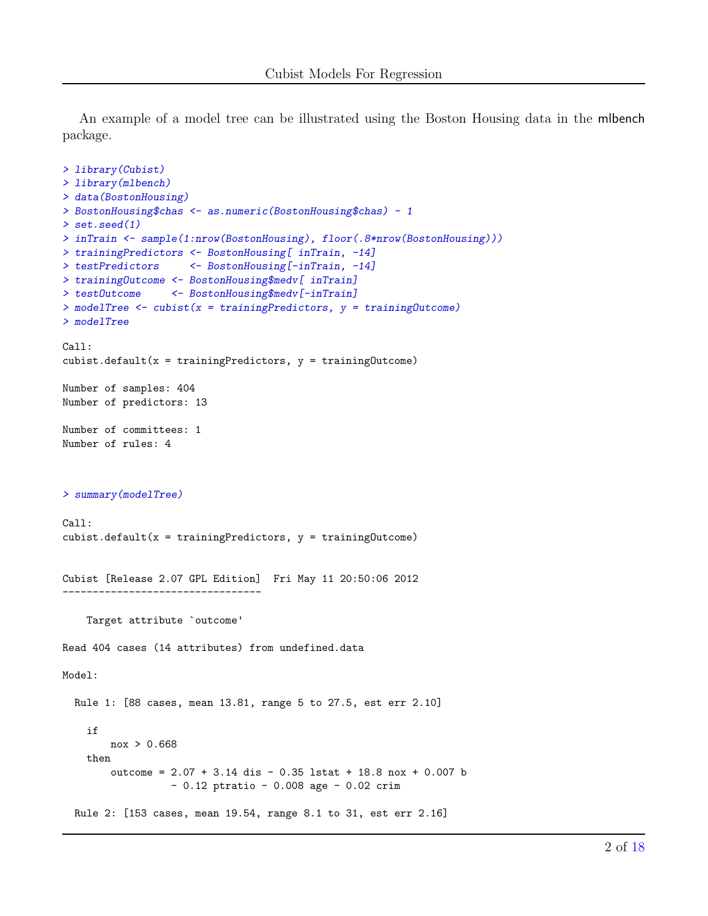An example of a model tree can be illustrated using the Boston Housing data in the mlbench package.

```
> library(Cubist)
> library(mlbench)
> data(BostonHousing)
> BostonHousing$chas <- as.numeric(BostonHousing$chas) - 1
> set.seed(1)
> inTrain <- sample(1:nrow(BostonHousing), floor(.8*nrow(BostonHousing)))
> trainingPredictors <- BostonHousing[ inTrain, -14]
> testPredictors     <- BostonHousing[-inTrain, -14]
> trainingOutcome <- BostonHousing$medv[ inTrain]
> testOutcome     <- BostonHousing$medv[-inTrain]
> modelTree <- cubist(x = trainingPredictors, y = trainingOutcome)
> modelTree

Call:
cubist.default(x = trainingPredictors, y = trainingOutcome)

Number of samples: 404
Number of predictors: 13

Number of committees: 1
Number of rules: 4



> summary(modelTree)

Call:
cubist.default(x = trainingPredictors, y = trainingOutcome)


Cubist [Release 2.07 GPL Edition]  Fri May 11 20:50:06 2012
---------------------------------

    Target attribute `outcome'

Read 404 cases (14 attributes) from undefined.data

Model:

  Rule 1: [88 cases, mean 13.81, range 5 to 27.5, est err 2.10]

    if
        nox > 0.668
    then
        outcome = 2.07 + 3.14 dis - 0.35 lstat + 18.8 nox + 0.007 b
                  - 0.12 ptratio - 0.008 age - 0.02 crim

  Rule 2: [153 cases, mean 19.54, range 8.1 to 31, est err 2.16]
```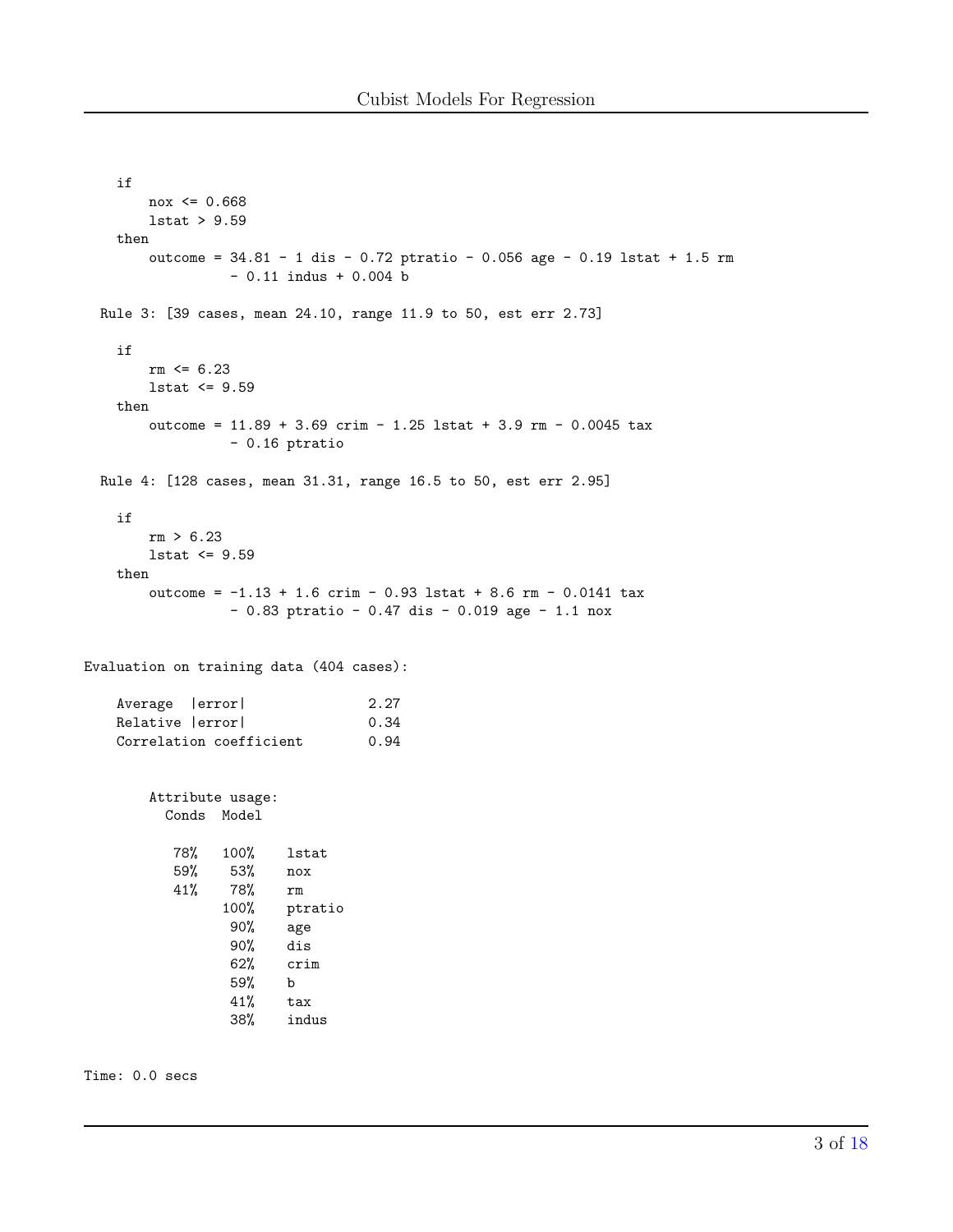```
    if
        nox <= 0.668
        lstat > 9.59
    then
        outcome = 34.81 - 1 dis - 0.72 ptratio - 0.056 age - 0.19 lstat + 1.5 rm
                  - 0.11 indus + 0.004 b

  Rule 3: [39 cases, mean 24.10, range 11.9 to 50, est err 2.73]

    if
        rm <= 6.23
        lstat <= 9.59
    then
        outcome = 11.89 + 3.69 crim - 1.25 lstat + 3.9 rm - 0.0045 tax
                  - 0.16 ptratio

  Rule 4: [128 cases, mean 31.31, range 16.5 to 50, est err 2.95]

    if
        rm > 6.23
        lstat <= 9.59
    then
        outcome = -1.13 + 1.6 crim - 0.93 lstat + 8.6 rm - 0.0141 tax
                  - 0.83 ptratio - 0.47 dis - 0.019 age - 1.1 nox


Evaluation on training data (404 cases):

    Average  |error|              2.27
    Relative |error|              0.34
    Correlation coefficient       0.94


        Attribute usage:
          Conds  Model

           78%   100%    lstat
           59%    53%    nox
           41%    78%    rm
                 100%    ptratio
                  90%    age
                  90%    dis
                  62%    crim
                  59%    b
                  41%    tax
                  38%    indus


Time: 0.0 secs
```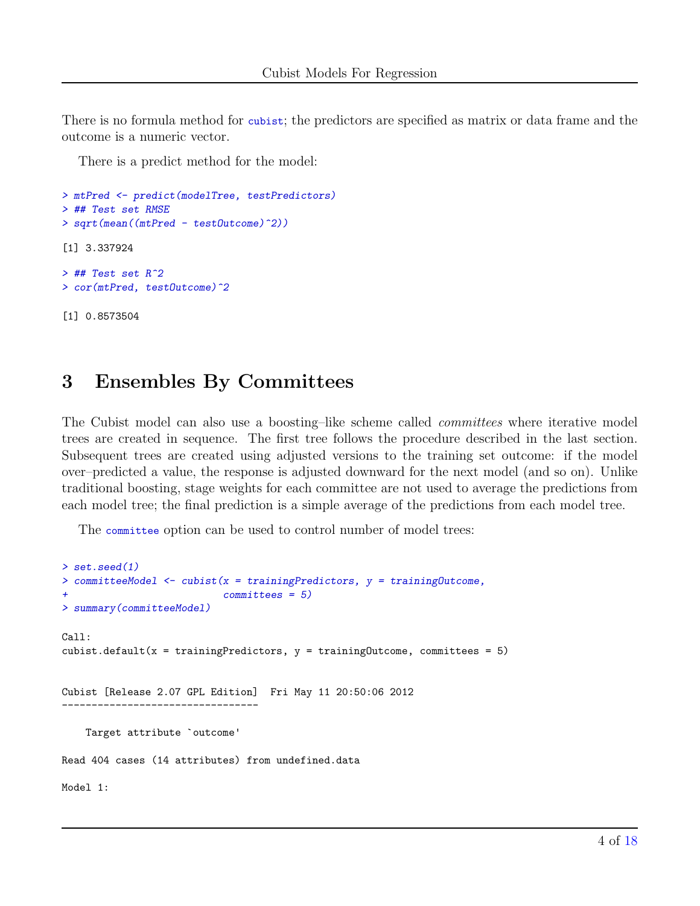There is no formula method for `cubist`; the predictors are specified as matrix or data frame and the outcome is a numeric vector.

There is a predict method for the model:

```
> mtPred <- predict(modelTree, testPredictors)
> ## Test set RMSE
> sqrt(mean((mtPred - testOutcome)^2))

[1] 3.337924

> ## Test set R^2
> cor(mtPred, testOutcome)^2

[1] 0.8573504
```

## 3 Ensembles By Committees

The Cubist model can also use a boosting–like scheme called *committees* where iterative model trees are created in sequence. The first tree follows the procedure described in the last section. Subsequent trees are created using adjusted versions to the training set outcome: if the model over–predicted a value, the response is adjusted downward for the next model (and so on). Unlike traditional boosting, stage weights for each committee are not used to average the predictions from each model tree; the final prediction is a simple average of the predictions from each model tree.

The `committee` option can be used to control number of model trees:

```
> set.seed(1)
> committeeModel <- cubist(x = trainingPredictors, y = trainingOutcome,
+                          committees = 5)
> summary(committeeModel)

Call:
cubist.default(x = trainingPredictors, y = trainingOutcome, committees = 5)


Cubist [Release 2.07 GPL Edition]  Fri May 11 20:50:06 2012
---------------------------------

    Target attribute `outcome'

Read 404 cases (14 attributes) from undefined.data

Model 1:
```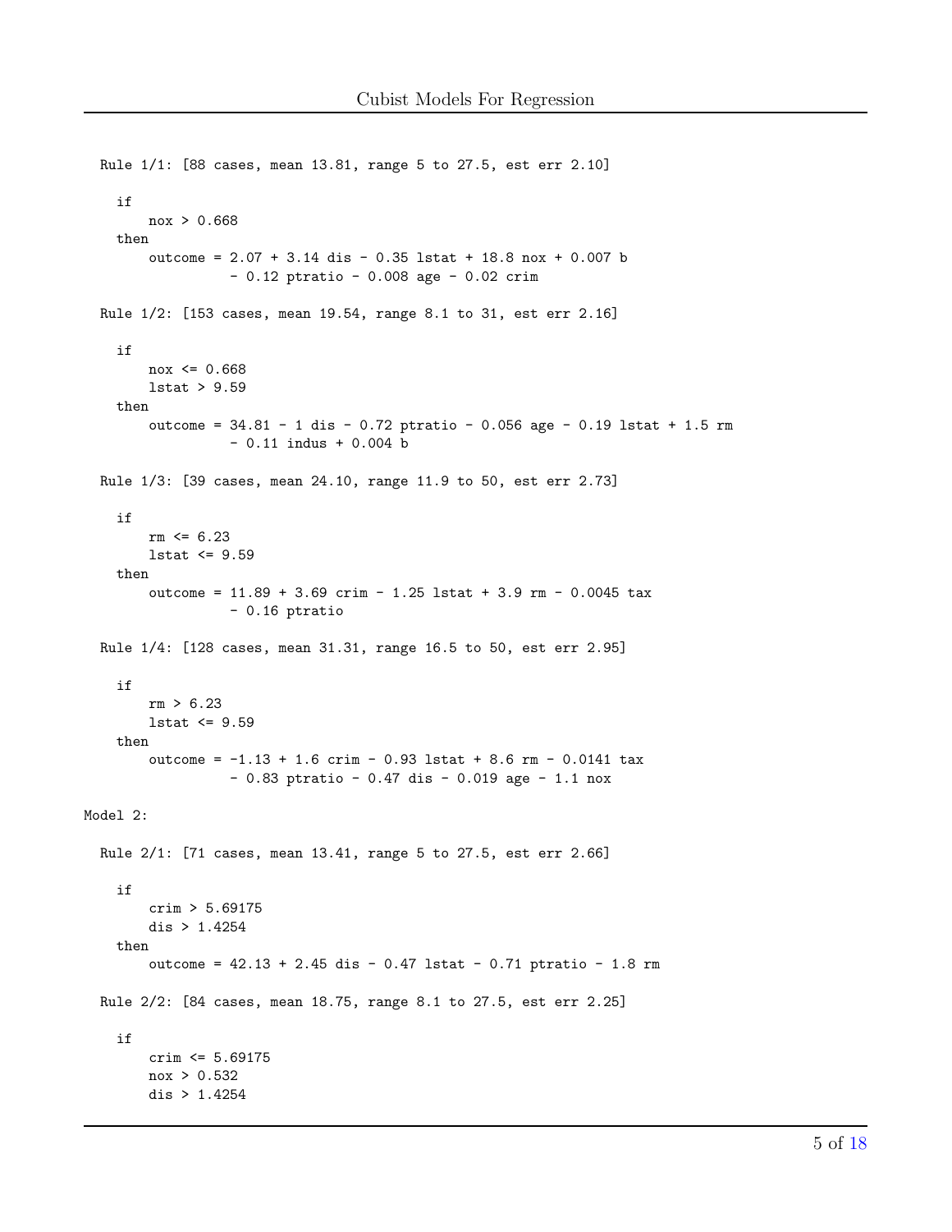```
  Rule 1/1: [88 cases, mean 13.81, range 5 to 27.5, est err 2.10]

    if
        nox > 0.668
    then
        outcome = 2.07 + 3.14 dis - 0.35 lstat + 18.8 nox + 0.007 b
                  - 0.12 ptratio - 0.008 age - 0.02 crim

  Rule 1/2: [153 cases, mean 19.54, range 8.1 to 31, est err 2.16]

    if
        nox <= 0.668
        lstat > 9.59
    then
        outcome = 34.81 - 1 dis - 0.72 ptratio - 0.056 age - 0.19 lstat + 1.5 rm
                  - 0.11 indus + 0.004 b

  Rule 1/3: [39 cases, mean 24.10, range 11.9 to 50, est err 2.73]

    if
        rm <= 6.23
        lstat <= 9.59
    then
        outcome = 11.89 + 3.69 crim - 1.25 lstat + 3.9 rm - 0.0045 tax
                  - 0.16 ptratio

  Rule 1/4: [128 cases, mean 31.31, range 16.5 to 50, est err 2.95]

    if
        rm > 6.23
        lstat <= 9.59
    then
        outcome = -1.13 + 1.6 crim - 0.93 lstat + 8.6 rm - 0.0141 tax
                  - 0.83 ptratio - 0.47 dis - 0.019 age - 1.1 nox

Model 2:

  Rule 2/1: [71 cases, mean 13.41, range 5 to 27.5, est err 2.66]

    if
        crim > 5.69175
        dis > 1.4254
    then
        outcome = 42.13 + 2.45 dis - 0.47 lstat - 0.71 ptratio - 1.8 rm

  Rule 2/2: [84 cases, mean 18.75, range 8.1 to 27.5, est err 2.25]

    if
        crim <= 5.69175
        nox > 0.532
        dis > 1.4254
```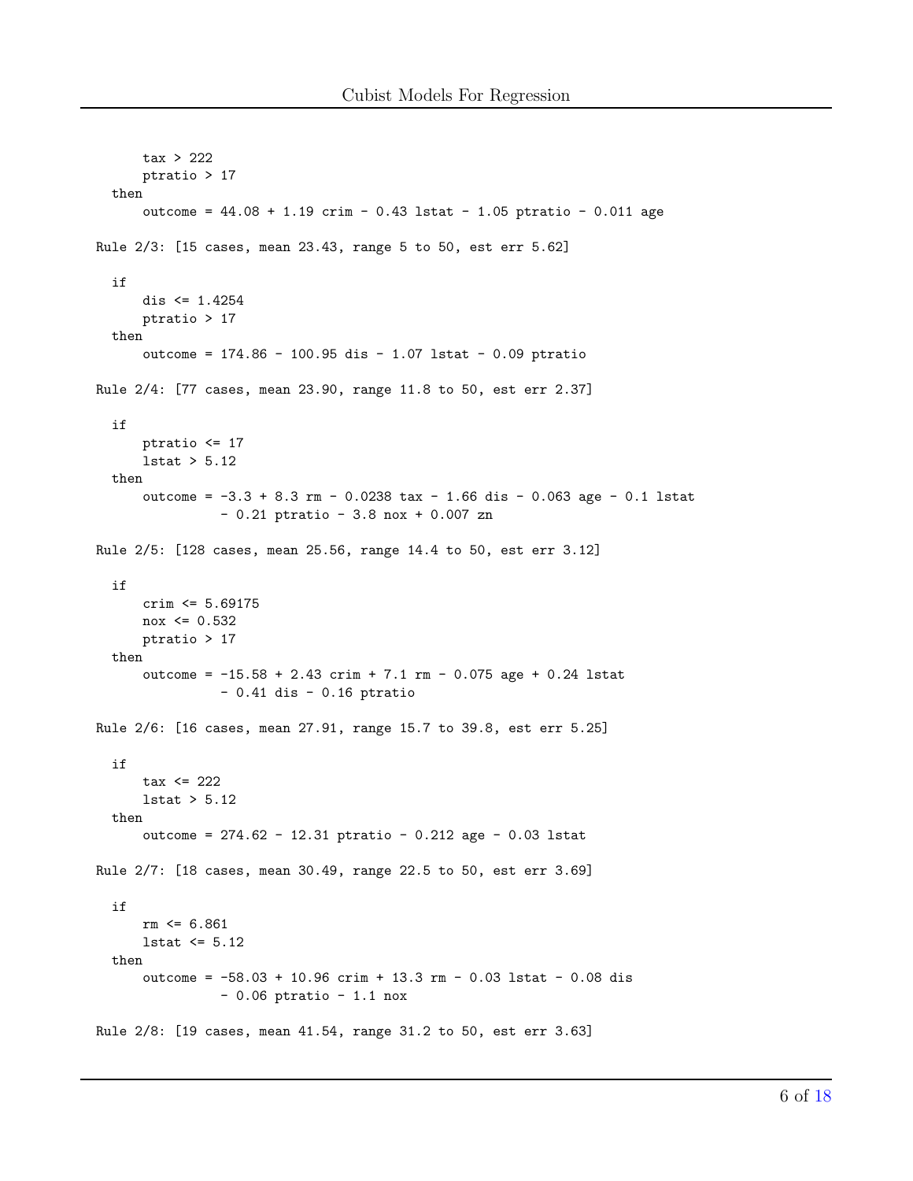```
    tax > 222
    ptratio > 17
  then
    outcome = 44.08 + 1.19 crim - 0.43 lstat - 1.05 ptratio - 0.011 age

Rule 2/3: [15 cases, mean 23.43, range 5 to 50, est err 5.62]

  if
    dis <= 1.4254
    ptratio > 17
  then
    outcome = 174.86 - 100.95 dis - 1.07 lstat - 0.09 ptratio

Rule 2/4: [77 cases, mean 23.90, range 11.8 to 50, est err 2.37]

  if
    ptratio <= 17
    lstat > 5.12
  then
    outcome = -3.3 + 8.3 rm - 0.0238 tax - 1.66 dis - 0.063 age - 0.1 lstat
              - 0.21 ptratio - 3.8 nox + 0.007 zn

Rule 2/5: [128 cases, mean 25.56, range 14.4 to 50, est err 3.12]

  if
    crim <= 5.69175
    nox <= 0.532
    ptratio > 17
  then
    outcome = -15.58 + 2.43 crim + 7.1 rm - 0.075 age + 0.24 lstat
              - 0.41 dis - 0.16 ptratio

Rule 2/6: [16 cases, mean 27.91, range 15.7 to 39.8, est err 5.25]

  if
    tax <= 222
    lstat > 5.12
  then
    outcome = 274.62 - 12.31 ptratio - 0.212 age - 0.03 lstat

Rule 2/7: [18 cases, mean 30.49, range 22.5 to 50, est err 3.69]

  if
    rm <= 6.861
    lstat <= 5.12
  then
    outcome = -58.03 + 10.96 crim + 13.3 rm - 0.03 lstat - 0.08 dis
              - 0.06 ptratio - 1.1 nox

Rule 2/8: [19 cases, mean 41.54, range 31.2 to 50, est err 3.63]
```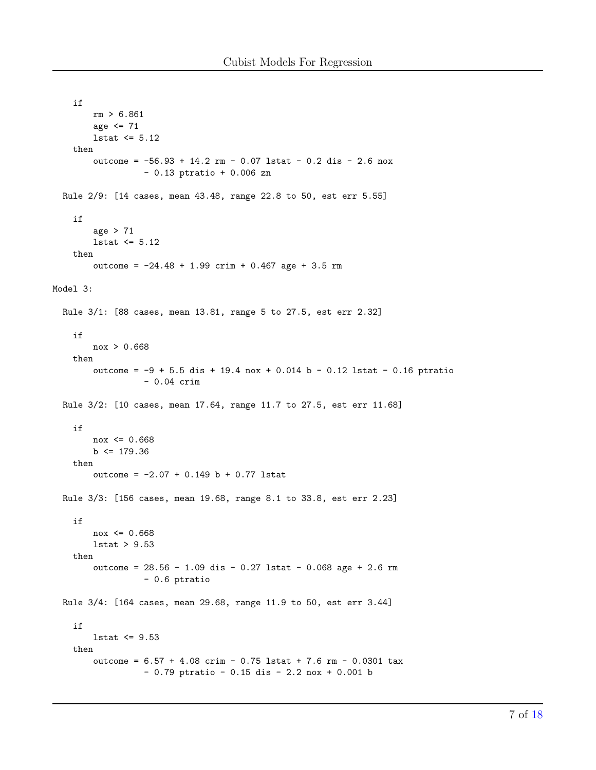```
    if
        rm > 6.861
        age <= 71
        lstat <= 5.12
    then
        outcome = -56.93 + 14.2 rm - 0.07 lstat - 0.2 dis - 2.6 nox
                  - 0.13 ptratio + 0.006 zn

  Rule 2/9: [14 cases, mean 43.48, range 22.8 to 50, est err 5.55]

    if
        age > 71
        lstat <= 5.12
    then
        outcome = -24.48 + 1.99 crim + 0.467 age + 3.5 rm

Model 3:

  Rule 3/1: [88 cases, mean 13.81, range 5 to 27.5, est err 2.32]

    if
        nox > 0.668
    then
        outcome = -9 + 5.5 dis + 19.4 nox + 0.014 b - 0.12 lstat - 0.16 ptratio
                  - 0.04 crim

  Rule 3/2: [10 cases, mean 17.64, range 11.7 to 27.5, est err 11.68]

    if
        nox <= 0.668
        b <= 179.36
    then
        outcome = -2.07 + 0.149 b + 0.77 lstat

  Rule 3/3: [156 cases, mean 19.68, range 8.1 to 33.8, est err 2.23]

    if
        nox <= 0.668
        lstat > 9.53
    then
        outcome = 28.56 - 1.09 dis - 0.27 lstat - 0.068 age + 2.6 rm
                  - 0.6 ptratio

  Rule 3/4: [164 cases, mean 29.68, range 11.9 to 50, est err 3.44]

    if
        lstat <= 9.53
    then
        outcome = 6.57 + 4.08 crim - 0.75 lstat + 7.6 rm - 0.0301 tax
                  - 0.79 ptratio - 0.15 dis - 2.2 nox + 0.001 b
```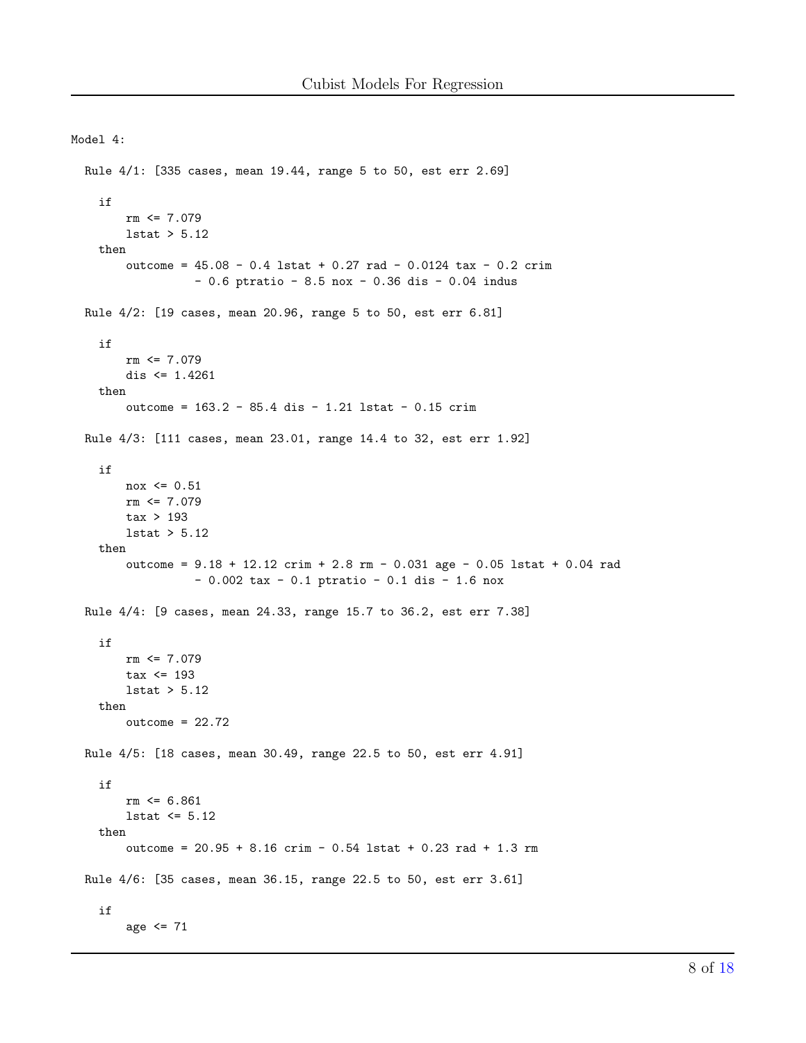```
Model 4:

  Rule 4/1: [335 cases, mean 19.44, range 5 to 50, est err 2.69]

    if
        rm <= 7.079
        lstat > 5.12
    then
        outcome = 45.08 - 0.4 lstat + 0.27 rad - 0.0124 tax - 0.2 crim
                  - 0.6 ptratio - 8.5 nox - 0.36 dis - 0.04 indus

  Rule 4/2: [19 cases, mean 20.96, range 5 to 50, est err 6.81]

    if
        rm <= 7.079
        dis <= 1.4261
    then
        outcome = 163.2 - 85.4 dis - 1.21 lstat - 0.15 crim

  Rule 4/3: [111 cases, mean 23.01, range 14.4 to 32, est err 1.92]

    if
        nox <= 0.51
        rm <= 7.079
        tax > 193
        lstat > 5.12
    then
        outcome = 9.18 + 12.12 crim + 2.8 rm - 0.031 age - 0.05 lstat + 0.04 rad
                  - 0.002 tax - 0.1 ptratio - 0.1 dis - 1.6 nox

  Rule 4/4: [9 cases, mean 24.33, range 15.7 to 36.2, est err 7.38]

    if
        rm <= 7.079
        tax <= 193
        lstat > 5.12
    then
        outcome = 22.72

  Rule 4/5: [18 cases, mean 30.49, range 22.5 to 50, est err 4.91]

    if
        rm <= 6.861
        lstat <= 5.12
    then
        outcome = 20.95 + 8.16 crim - 0.54 lstat + 0.23 rad + 1.3 rm

  Rule 4/6: [35 cases, mean 36.15, range 22.5 to 50, est err 3.61]

    if
        age <= 71
```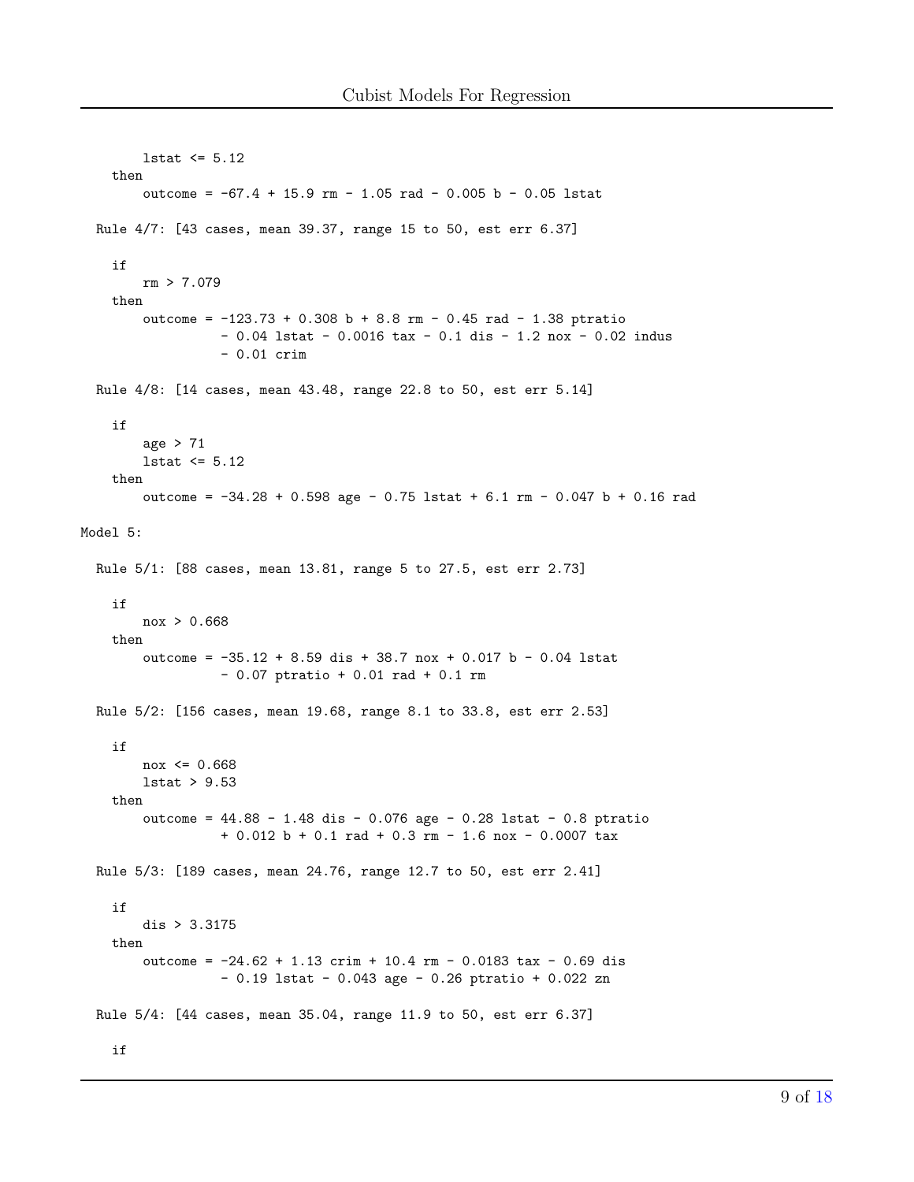```
        lstat <= 5.12
    then
        outcome = -67.4 + 15.9 rm - 1.05 rad - 0.005 b - 0.05 lstat

  Rule 4/7: [43 cases, mean 39.37, range 15 to 50, est err 6.37]

    if
        rm > 7.079
    then
        outcome = -123.73 + 0.308 b + 8.8 rm - 0.45 rad - 1.38 ptratio
                  - 0.04 lstat - 0.0016 tax - 0.1 dis - 1.2 nox - 0.02 indus
                  - 0.01 crim

  Rule 4/8: [14 cases, mean 43.48, range 22.8 to 50, est err 5.14]

    if
        age > 71
        lstat <= 5.12
    then
        outcome = -34.28 + 0.598 age - 0.75 lstat + 6.1 rm - 0.047 b + 0.16 rad

Model 5:

  Rule 5/1: [88 cases, mean 13.81, range 5 to 27.5, est err 2.73]

    if
        nox > 0.668
    then
        outcome = -35.12 + 8.59 dis + 38.7 nox + 0.017 b - 0.04 lstat
                  - 0.07 ptratio + 0.01 rad + 0.1 rm

  Rule 5/2: [156 cases, mean 19.68, range 8.1 to 33.8, est err 2.53]

    if
        nox <= 0.668
        lstat > 9.53
    then
        outcome = 44.88 - 1.48 dis - 0.076 age - 0.28 lstat - 0.8 ptratio
                  + 0.012 b + 0.1 rad + 0.3 rm - 1.6 nox - 0.0007 tax

  Rule 5/3: [189 cases, mean 24.76, range 12.7 to 50, est err 2.41]

    if
        dis > 3.3175
    then
        outcome = -24.62 + 1.13 crim + 10.4 rm - 0.0183 tax - 0.69 dis
                  - 0.19 lstat - 0.043 age - 0.26 ptratio + 0.022 zn

  Rule 5/4: [44 cases, mean 35.04, range 11.9 to 50, est err 6.37]

    if
```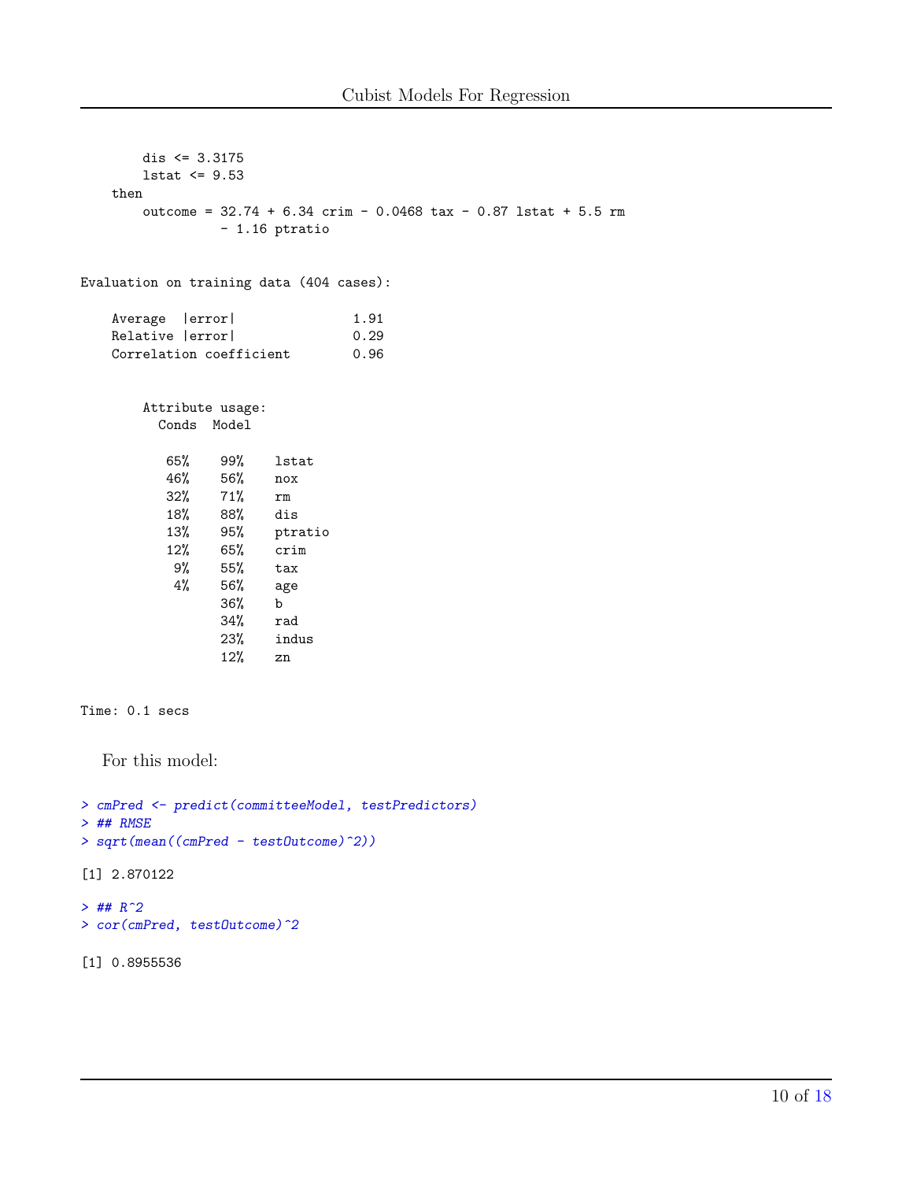```
        dis <= 3.3175
        lstat <= 9.53
    then
        outcome = 32.74 + 6.34 crim - 0.0468 tax - 0.87 lstat + 5.5 rm
                  - 1.16 ptratio


Evaluation on training data (404 cases):

    Average  |error|               1.91
    Relative |error|               0.29
    Correlation coefficient        0.96


        Attribute usage:
          Conds  Model

           65%    99%    lstat
           46%    56%    nox
           32%    71%    rm
           18%    88%    dis
           13%    95%    ptratio
           12%    65%    crim
            9%    55%    tax
            4%    56%    age
                  36%    b
                  34%    rad
                  23%    indus
                  12%    zn


Time: 0.1 secs
```

For this model:

```
> cmPred <- predict(committeeModel, testPredictors)
> ## RMSE
> sqrt(mean((cmPred - testOutcome)^2))

[1] 2.870122

> ## R^2
> cor(cmPred, testOutcome)^2

[1] 0.8955536
```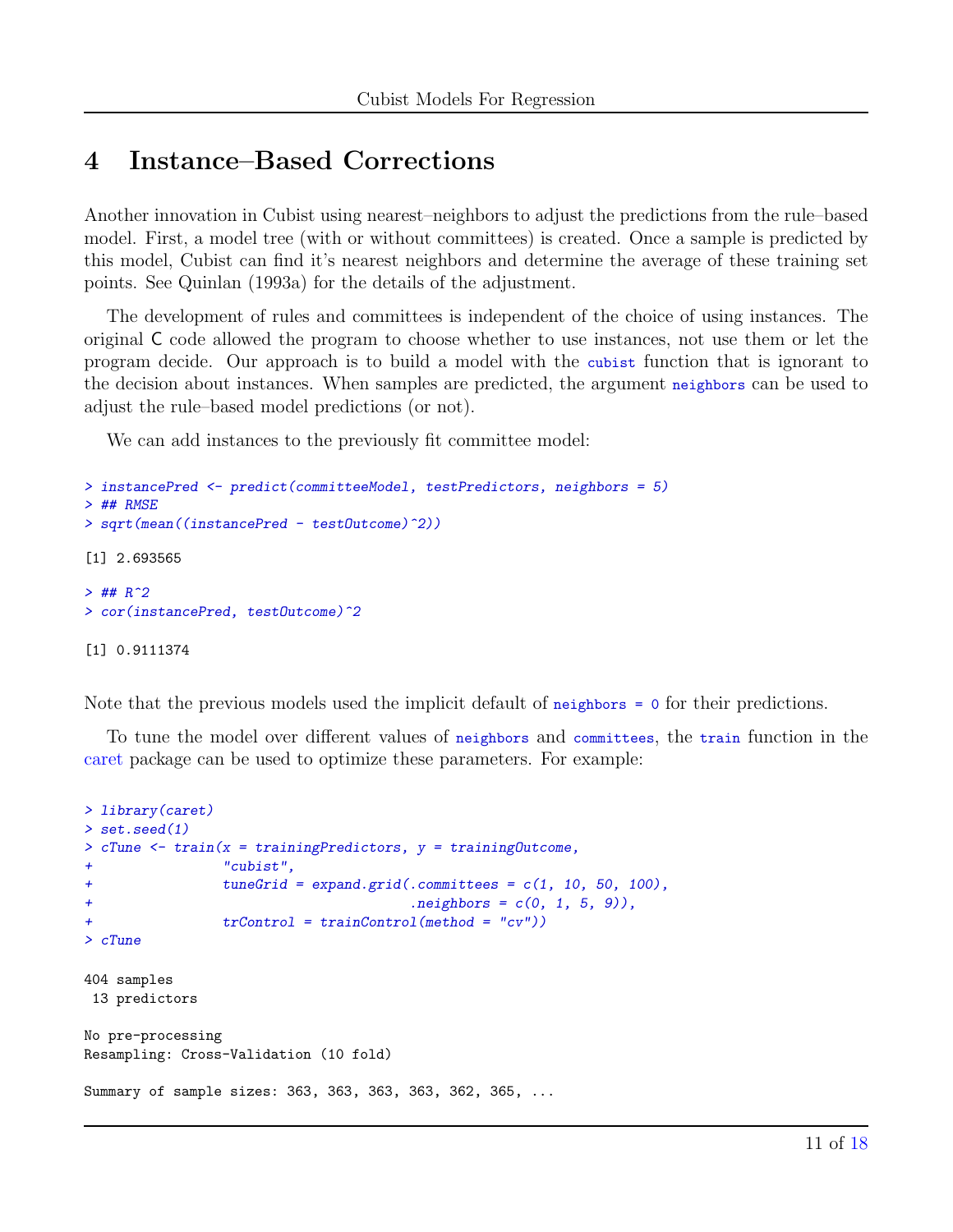# 4 Instance–Based Corrections

Another innovation in Cubist using nearest–neighbors to adjust the predictions from the rule–based model. First, a model tree (with or without committees) is created. Once a sample is predicted by this model, Cubist can find it's nearest neighbors and determine the average of these training set points. See Quinlan (1993a) for the details of the adjustment.

The development of rules and committees is independent of the choice of using instances. The original C code allowed the program to choose whether to use instances, not use them or let the program decide. Our approach is to build a model with the `cubist` function that is ignorant to the decision about instances. When samples are predicted, the argument `neighbors` can be used to adjust the rule–based model predictions (or not).

We can add instances to the previously fit committee model:

```
> instancePred <- predict(committeeModel, testPredictors, neighbors = 5)
> ## RMSE
> sqrt(mean((instancePred - testOutcome)^2))

[1] 2.693565

> ## R^2
> cor(instancePred, testOutcome)^2

[1] 0.9111374
```

Note that the previous models used the implicit default of `neighbors = 0` for their predictions.

To tune the model over different values of `neighbors` and `committees`, the `train` function in the caret package can be used to optimize these parameters. For example:

```
> library(caret)
> set.seed(1)
> cTune <- train(x = trainingPredictors, y = trainingOutcome,
+                "cubist",
+                tuneGrid = expand.grid(.committees = c(1, 10, 50, 100),
+                                       .neighbors = c(0, 1, 5, 9)),
+                trControl = trainControl(method = "cv"))
> cTune

404 samples
 13 predictors

No pre-processing
Resampling: Cross-Validation (10 fold)

Summary of sample sizes: 363, 363, 363, 363, 362, 365, ...
```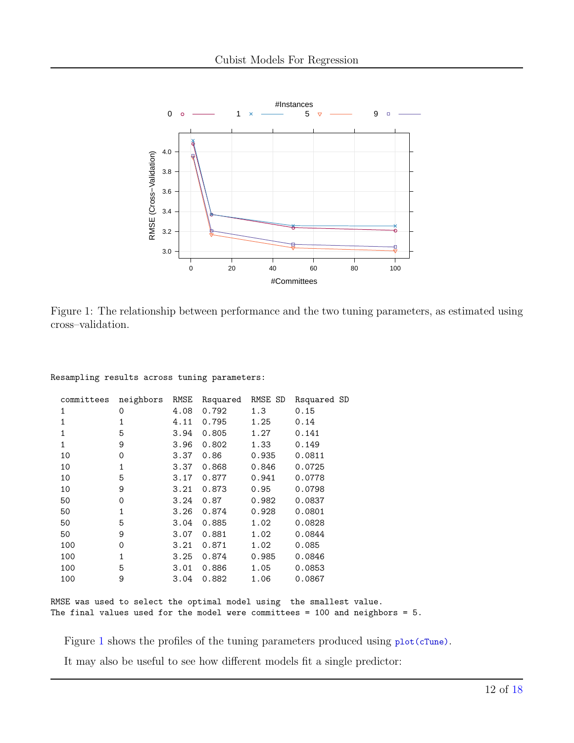Figure 1: The relationship between performance and the two tuning parameters, as estimated using cross–validation.

```
Resampling results across tuning parameters:

  committees  neighbors  RMSE  Rsquared  RMSE SD  Rsquared SD
  1           0          4.08  0.792     1.3      0.15
  1           1          4.11  0.795     1.25     0.14
  1           5          3.94  0.805     1.27     0.141
  1           9          3.96  0.802     1.33     0.149
  10          0          3.37  0.86      0.935    0.0811
  10          1          3.37  0.868     0.846    0.0725
  10          5          3.17  0.877     0.941    0.0778
  10          9          3.21  0.873     0.95     0.0798
  50          0          3.24  0.87      0.982    0.0837
  50          1          3.26  0.874     0.928    0.0801
  50          5          3.04  0.885     1.02     0.0828
  50          9          3.07  0.881     1.02     0.0844
  100         0          3.21  0.871     1.02     0.085
  100         1          3.25  0.874     0.985    0.0846
  100         5          3.01  0.886     1.05     0.0853
  100         9          3.04  0.882     1.06     0.0867

RMSE was used to select the optimal model using  the smallest value.
The final values used for the model were committees = 100 and neighbors = 5.
```

Figure 1 shows the profiles of the tuning parameters produced using `plot(cTune)`.

It may also be useful to see how different models fit a single predictor: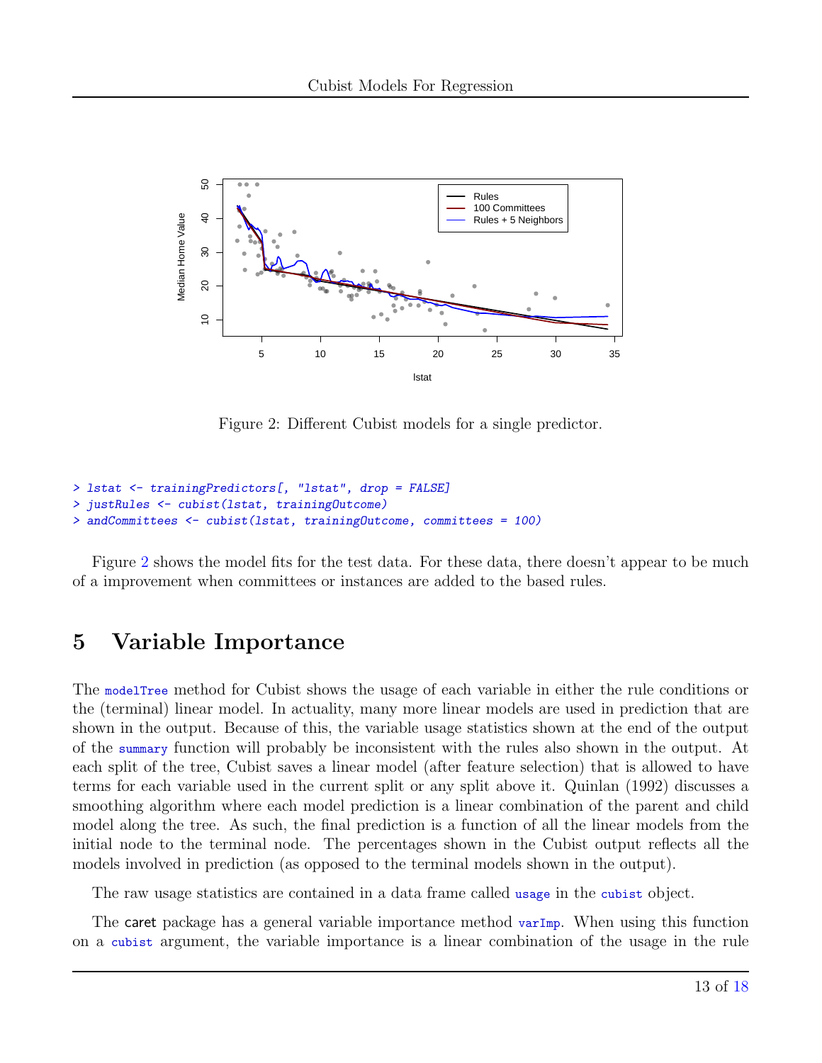Figure 2: Different Cubist models for a single predictor.

```
> lstat <- trainingPredictors[, "lstat", drop = FALSE]
> justRules <- cubist(lstat, trainingOutcome)
> andCommittees <- cubist(lstat, trainingOutcome, committees = 100)
```

Figure 2 shows the model fits for the test data. For these data, there doesn't appear to be much of a improvement when committees or instances are added to the based rules.

# 5 Variable Importance

The `modelTree` method for Cubist shows the usage of each variable in either the rule conditions or the (terminal) linear model. In actuality, many more linear models are used in prediction that are shown in the output. Because of this, the variable usage statistics shown at the end of the output of the `summary` function will probably be inconsistent with the rules also shown in the output. At each split of the tree, Cubist saves a linear model (after feature selection) that is allowed to have terms for each variable used in the current split or any split above it. Quinlan (1992) discusses a smoothing algorithm where each model prediction is a linear combination of the parent and child model along the tree. As such, the final prediction is a function of all the linear models from the initial node to the terminal node. The percentages shown in the Cubist output reflects all the models involved in prediction (as opposed to the terminal models shown in the output).

The raw usage statistics are contained in a data frame called `usage` in the `cubist` object.

The caret package has a general variable importance method `varImp`. When using this function on a `cubist` argument, the variable importance is a linear combination of the usage in the rule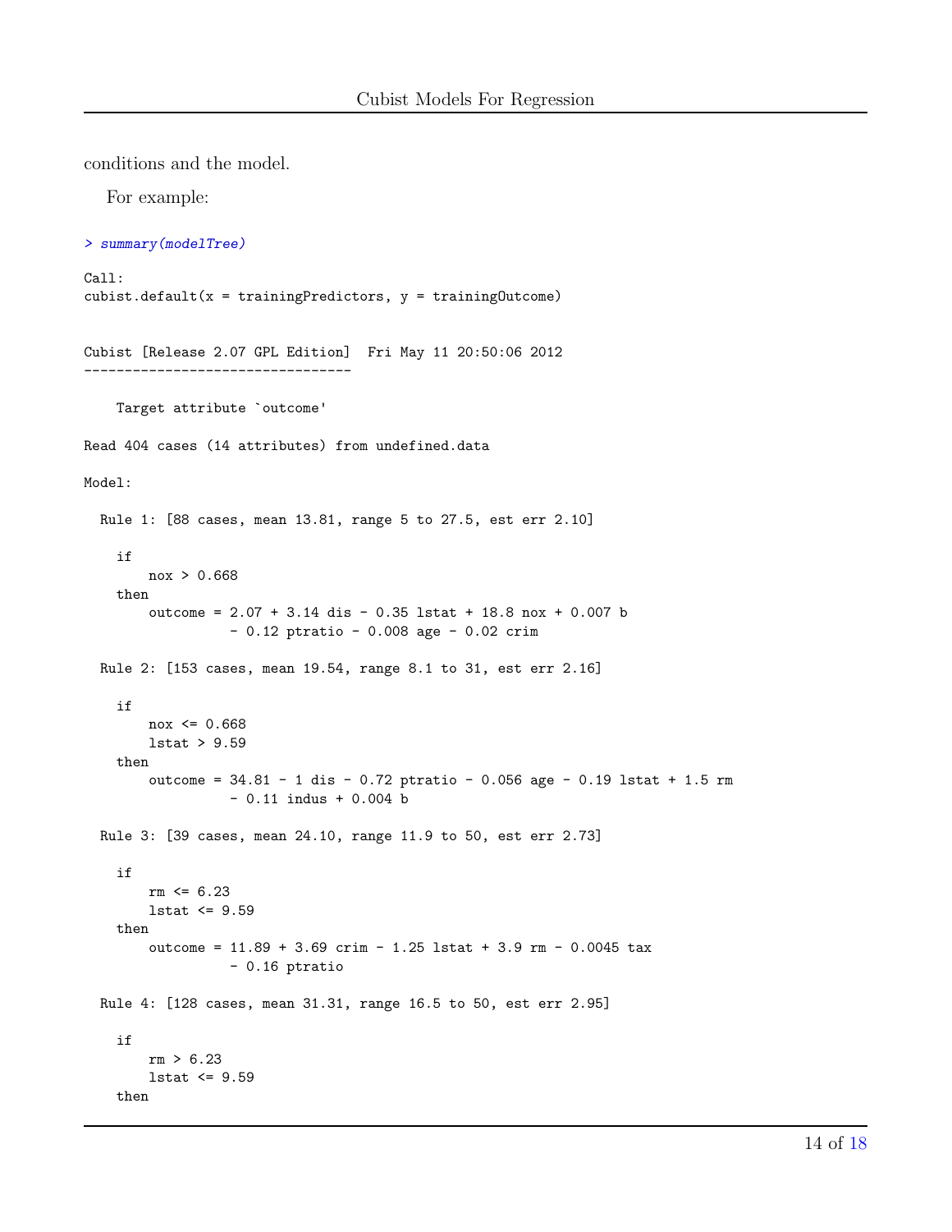conditions and the model.

For example:

```
> summary(modelTree)

Call:
cubist.default(x = trainingPredictors, y = trainingOutcome)


Cubist [Release 2.07 GPL Edition]  Fri May 11 20:50:06 2012
---------------------------------

    Target attribute `outcome'

Read 404 cases (14 attributes) from undefined.data

Model:

  Rule 1: [88 cases, mean 13.81, range 5 to 27.5, est err 2.10]

    if
        nox > 0.668
    then
        outcome = 2.07 + 3.14 dis - 0.35 lstat + 18.8 nox + 0.007 b
                  - 0.12 ptratio - 0.008 age - 0.02 crim

  Rule 2: [153 cases, mean 19.54, range 8.1 to 31, est err 2.16]

    if
        nox <= 0.668
        lstat > 9.59
    then
        outcome = 34.81 - 1 dis - 0.72 ptratio - 0.056 age - 0.19 lstat + 1.5 rm
                  - 0.11 indus + 0.004 b

  Rule 3: [39 cases, mean 24.10, range 11.9 to 50, est err 2.73]

    if
        rm <= 6.23
        lstat <= 9.59
    then
        outcome = 11.89 + 3.69 crim - 1.25 lstat + 3.9 rm - 0.0045 tax
                  - 0.16 ptratio

  Rule 4: [128 cases, mean 31.31, range 16.5 to 50, est err 2.95]

    if
        rm > 6.23
        lstat <= 9.59
    then
```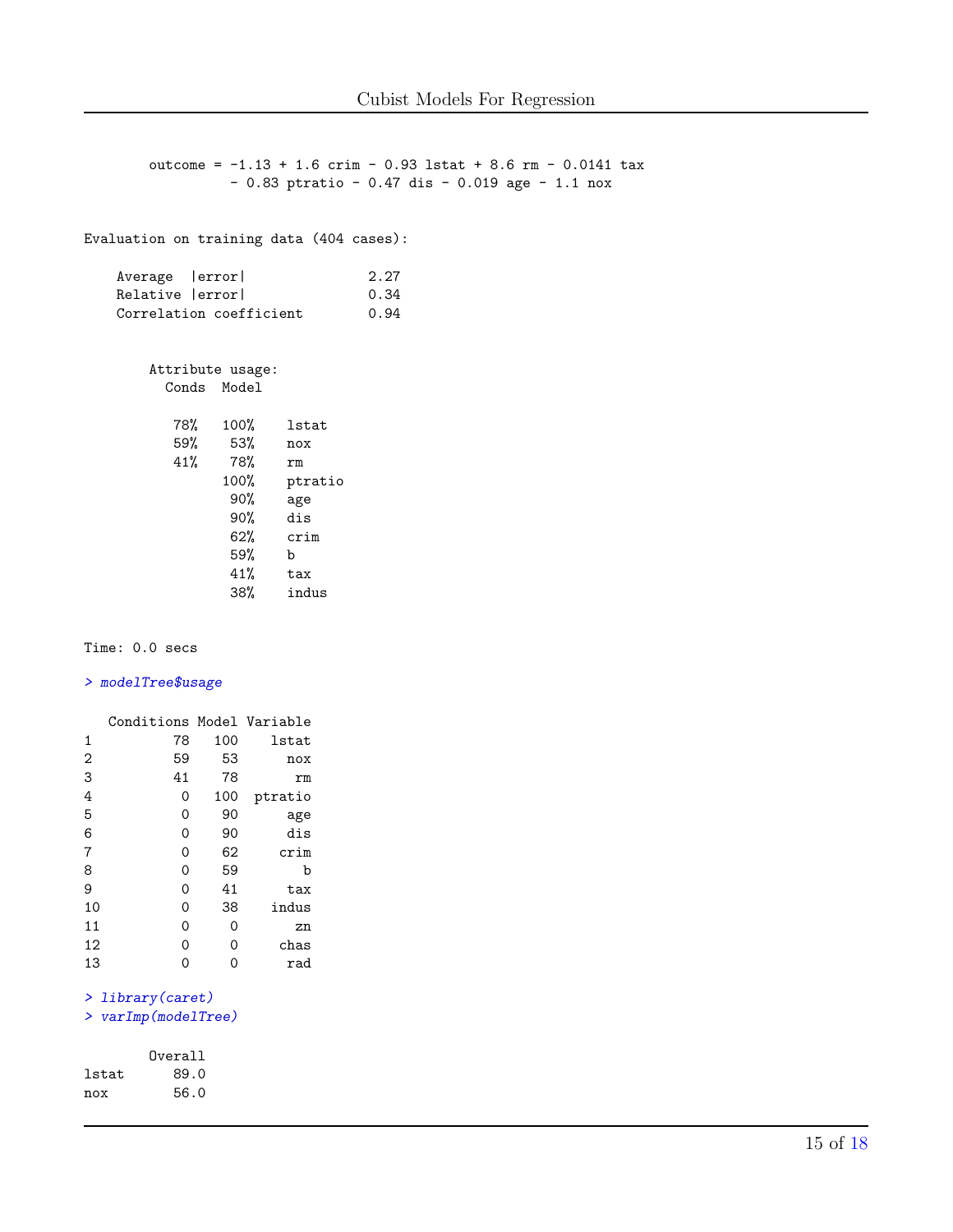```
	outcome = -1.13 + 1.6 crim - 0.93 lstat + 8.6 rm - 0.0141 tax
	          - 0.83 ptratio - 0.47 dis - 0.019 age - 1.1 nox


Evaluation on training data (404 cases):

    Average  |error|               2.27
    Relative |error|               0.34
    Correlation coefficient        0.94


	Attribute usage:
	  Conds  Model

	   78%   100%    lstat
	   59%    53%    nox
	   41%    78%    rm
	         100%    ptratio
	          90%    age
	          90%    dis
	          62%    crim
	          59%    b
	          41%    tax
	          38%    indus


Time: 0.0 secs
```

```
> modelTree$usage
```

```
   Conditions Model Variable
1          78   100    lstat
2          59    53      nox
3          41    78       rm
4           0   100  ptratio
5           0    90      age
6           0    90      dis
7           0    62     crim
8           0    59        b
9           0    41      tax
10          0    38    indus
11          0     0       zn
12          0     0     chas
13          0     0      rad
```

```
> library(caret)
> varImp(modelTree)
```

```
        Overall
lstat      89.0
nox        56.0
```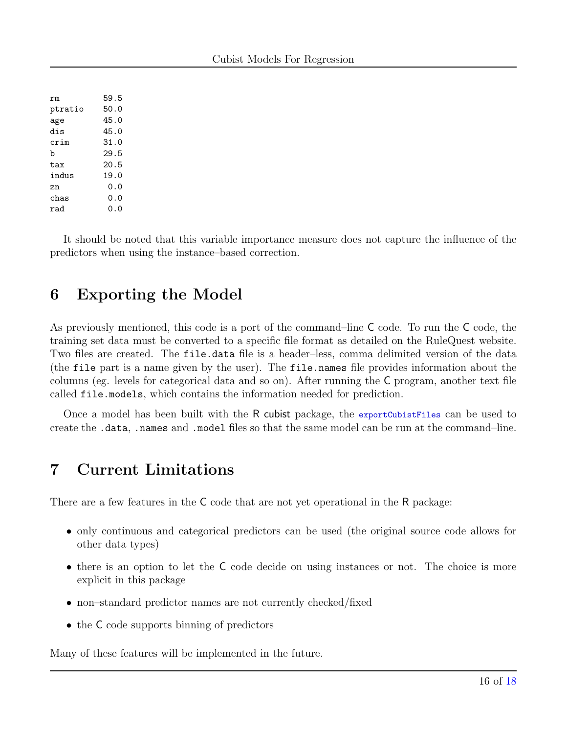```
rm          59.5
ptratio     50.0
age         45.0
dis         45.0
crim        31.0
b           29.5
tax         20.5
indus       19.0
zn           0.0
chas         0.0
rad          0.0
```

It should be noted that this variable importance measure does not capture the influence of the predictors when using the instance–based correction.

## 6 Exporting the Model

As previously mentioned, this code is a port of the command–line C code. To run the C code, the training set data must be converted to a specific file format as detailed on the RuleQuest website. Two files are created. The `file.data` file is a header–less, comma delimited version of the data (the `file` part is a name given by the user). The `file.names` file provides information about the columns (eg. levels for categorical data and so on). After running the C program, another text file called `file.models`, which contains the information needed for prediction.

Once a model has been built with the R cubist package, the `exportCubistFiles` can be used to create the `.data`, `.names` and `.model` files so that the same model can be run at the command–line.

## 7 Current Limitations

There are a few features in the C code that are not yet operational in the R package:

- only continuous and categorical predictors can be used (the original source code allows for other data types)
- there is an option to let the C code decide on using instances or not. The choice is more explicit in this package
- non–standard predictor names are not currently checked/fixed
- the C code supports binning of predictors

Many of these features will be implemented in the future.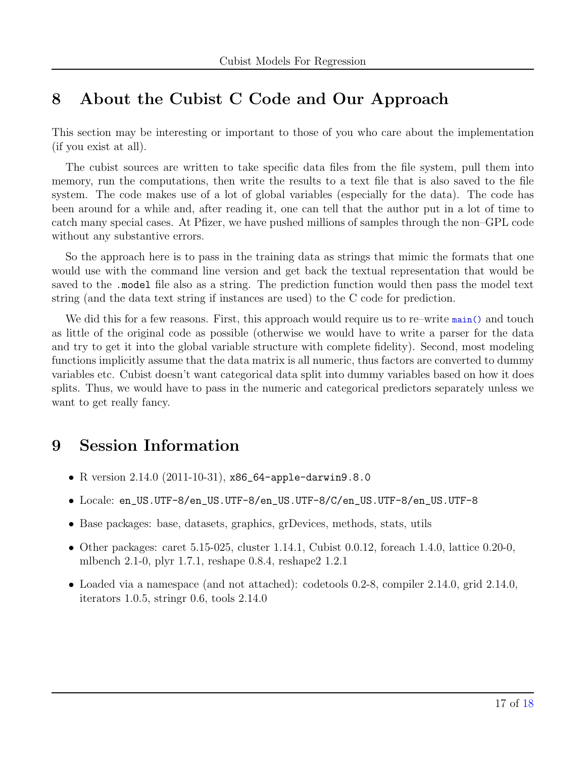## 8 About the Cubist C Code and Our Approach

This section may be interesting or important to those of you who care about the implementation (if you exist at all).

The cubist sources are written to take specific data files from the file system, pull them into memory, run the computations, then write the results to a text file that is also saved to the file system. The code makes use of a lot of global variables (especially for the data). The code has been around for a while and, after reading it, one can tell that the author put in a lot of time to catch many special cases. At Pfizer, we have pushed millions of samples through the non–GPL code without any substantive errors.

So the approach here is to pass in the training data as strings that mimic the formats that one would use with the command line version and get back the textual representation that would be saved to the `.model` file also as a string. The prediction function would then pass the model text string (and the data text string if instances are used) to the C code for prediction.

We did this for a few reasons. First, this approach would require us to re–write `main()` and touch as little of the original code as possible (otherwise we would have to write a parser for the data and try to get it into the global variable structure with complete fidelity). Second, most modeling functions implicitly assume that the data matrix is all numeric, thus factors are converted to dummy variables etc. Cubist doesn't want categorical data split into dummy variables based on how it does splits. Thus, we would have to pass in the numeric and categorical predictors separately unless we want to get really fancy.

## 9 Session Information

- R version 2.14.0 (2011-10-31), `x86_64-apple-darwin9.8.0`
- Locale: `en_US.UTF-8/en_US.UTF-8/en_US.UTF-8/C/en_US.UTF-8/en_US.UTF-8`
- Base packages: base, datasets, graphics, grDevices, methods, stats, utils
- Other packages: caret 5.15-025, cluster 1.14.1, Cubist 0.0.12, foreach 1.4.0, lattice 0.20-0, mlbench 2.1-0, plyr 1.7.1, reshape 0.8.4, reshape2 1.2.1
- Loaded via a namespace (and not attached): codetools 0.2-8, compiler 2.14.0, grid 2.14.0, iterators 1.0.5, stringr 0.6, tools 2.14.0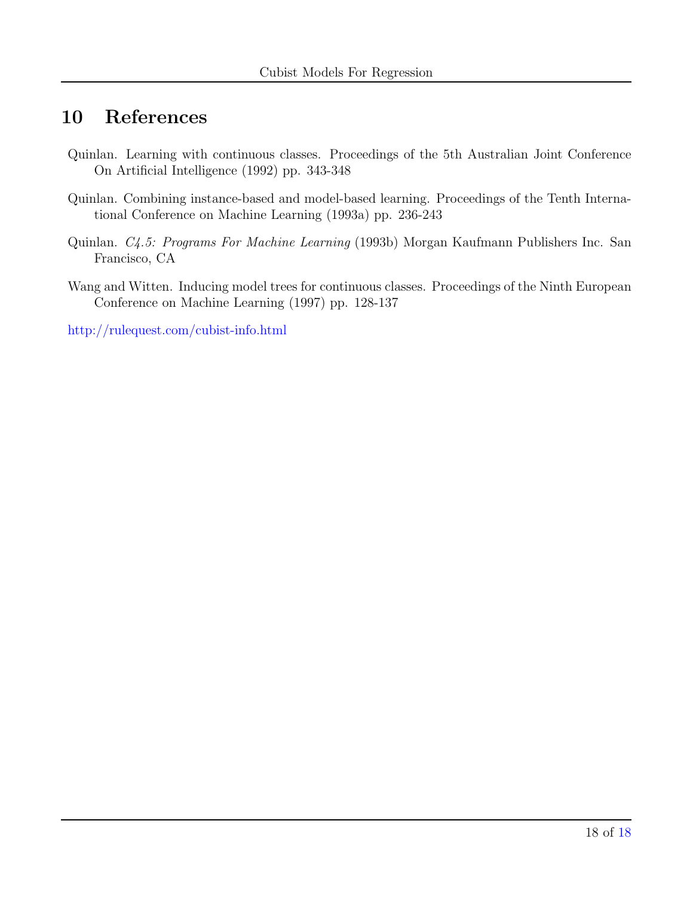## 10 References

Quinlan. Learning with continuous classes. Proceedings of the 5th Australian Joint Conference On Artificial Intelligence (1992) pp. 343-348

Quinlan. Combining instance-based and model-based learning. Proceedings of the Tenth International Conference on Machine Learning (1993a) pp. 236-243

Quinlan. *C4.5: Programs For Machine Learning* (1993b) Morgan Kaufmann Publishers Inc. San Francisco, CA

Wang and Witten. Inducing model trees for continuous classes. Proceedings of the Ninth European Conference on Machine Learning (1997) pp. 128-137

http://rulequest.com/cubist-info.html